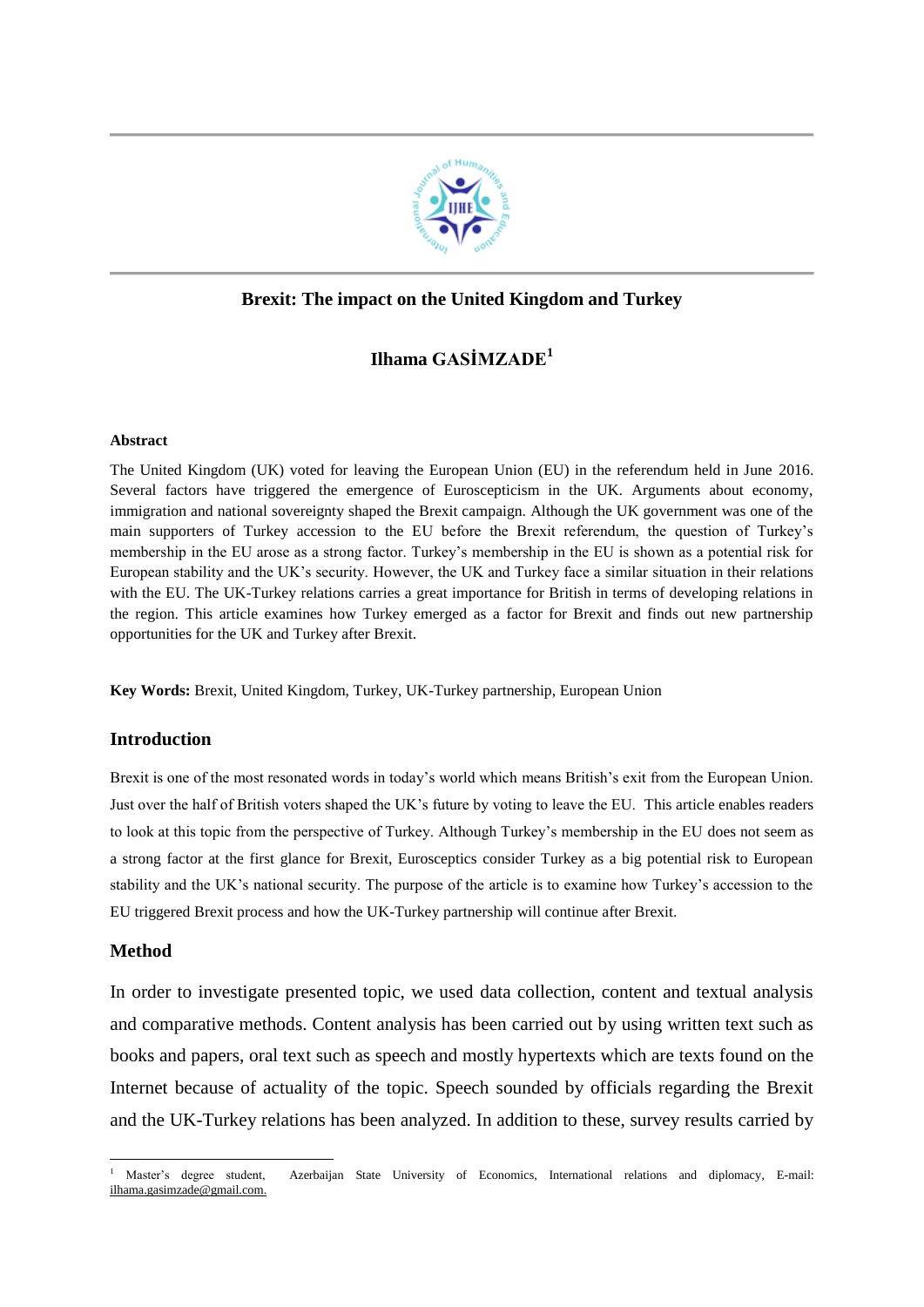# Brexit: The impact on the United Kingdom and Turkey

**Ilhama GASİMZADE**[1]

**Abstract**

The United Kingdom (UK) voted for leaving the European Union (EU) in the referendum held in June 2016. Several factors have triggered the emergence of Euroscepticism in the UK. Arguments about economy, immigration and national sovereignty shaped the Brexit campaign. Although the UK government was one of the main supporters of Turkey accession to the EU before the Brexit referendum, the question of Turkey's membership in the EU arose as a strong factor. Turkey's membership in the EU is shown as a potential risk for European stability and the UK's security. However, the UK and Turkey face a similar situation in their relations with the EU. The UK-Turkey relations carries a great importance for British in terms of developing relations in the region. This article examines how Turkey emerged as a factor for Brexit and finds out new partnership opportunities for the UK and Turkey after Brexit.

**Key Words:** Brexit, United Kingdom, Turkey, UK-Turkey partnership, European Union

## Introduction

Brexit is one of the most resonated words in today's world which means British's exit from the European Union. Just over the half of British voters shaped the UK's future by voting to leave the EU. This article enables readers to look at this topic from the perspective of Turkey. Although Turkey's membership in the EU does not seem as a strong factor at the first glance for Brexit, Eurosceptics consider Turkey as a big potential risk to European stability and the UK's national security. The purpose of the article is to examine how Turkey's accession to the EU triggered Brexit process and how the UK-Turkey partnership will continue after Brexit.

## Method

In order to investigate presented topic, we used data collection, content and textual analysis and comparative methods. Content analysis has been carried out by using written text such as books and papers, oral text such as speech and mostly hypertexts which are texts found on the Internet because of actuality of the topic. Speech sounded by officials regarding the Brexit and the UK-Turkey relations has been analyzed. In addition to these, survey results carried by

---

[1] Master's degree student, Azerbaijan State University of Economics, International relations and diplomacy, E-mail: ilhama.gasimzade@gmail.com.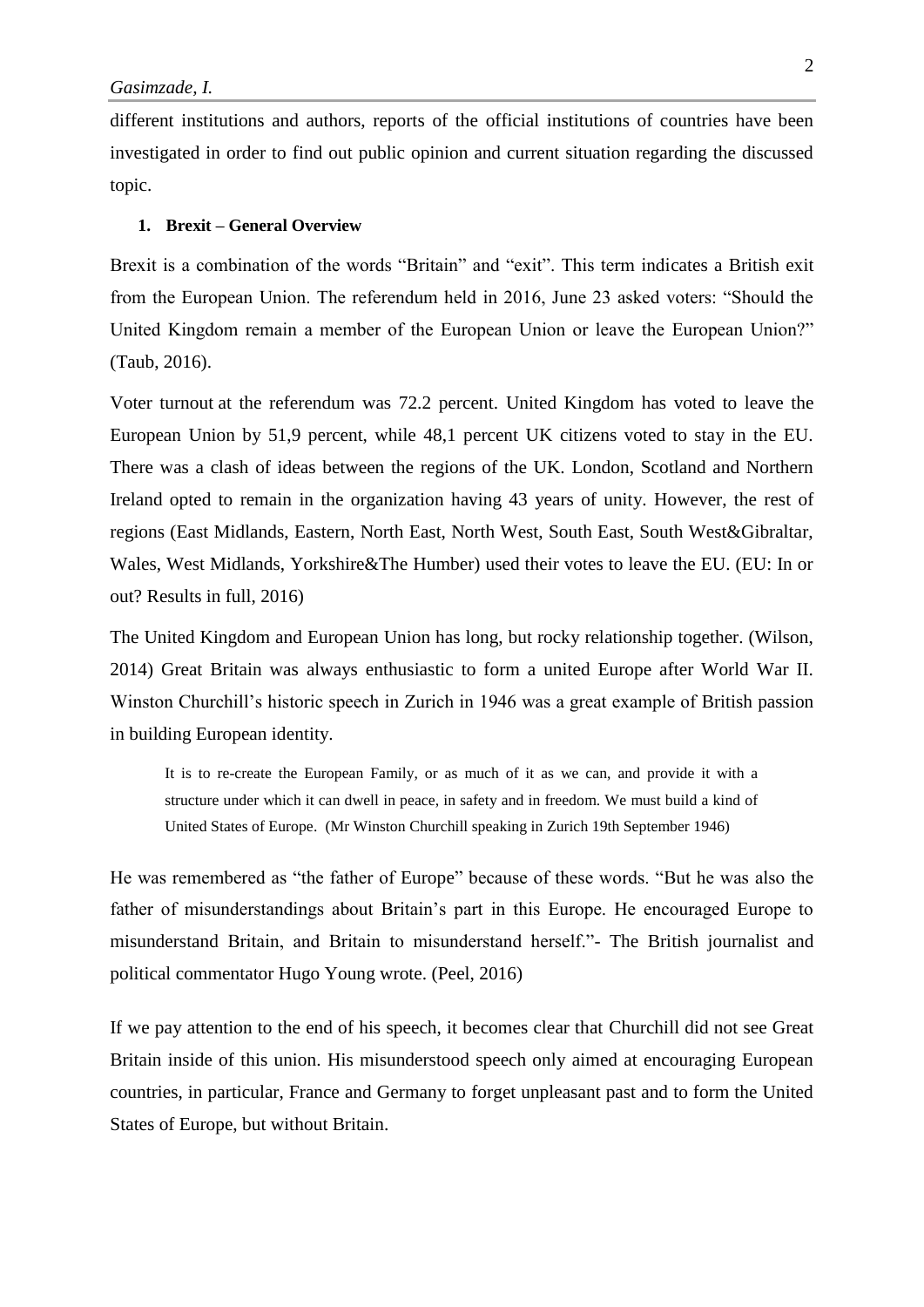different institutions and authors, reports of the official institutions of countries have been investigated in order to find out public opinion and current situation regarding the discussed topic.

## 1. Brexit – General Overview

Brexit is a combination of the words "Britain" and "exit". This term indicates a British exit from the European Union. The referendum held in 2016, June 23 asked voters: "Should the United Kingdom remain a member of the European Union or leave the European Union?" (Taub, 2016).

Voter turnout at the referendum was 72.2 percent. United Kingdom has voted to leave the European Union by 51,9 percent, while 48,1 percent UK citizens voted to stay in the EU. There was a clash of ideas between the regions of the UK. London, Scotland and Northern Ireland opted to remain in the organization having 43 years of unity. However, the rest of regions (East Midlands, Eastern, North East, North West, South East, South West&Gibraltar, Wales, West Midlands, Yorkshire&The Humber) used their votes to leave the EU. (EU: In or out? Results in full, 2016)

The United Kingdom and European Union has long, but rocky relationship together. (Wilson, 2014) Great Britain was always enthusiastic to form a united Europe after World War II. Winston Churchill's historic speech in Zurich in 1946 was a great example of British passion in building European identity.

> It is to re-create the European Family, or as much of it as we can, and provide it with a structure under which it can dwell in peace, in safety and in freedom. We must build a kind of United States of Europe. (Mr Winston Churchill speaking in Zurich 19th September 1946)

He was remembered as "the father of Europe" because of these words. "But he was also the father of misunderstandings about Britain's part in this Europe. He encouraged Europe to misunderstand Britain, and Britain to misunderstand herself."- The British journalist and political commentator Hugo Young wrote. (Peel, 2016)

If we pay attention to the end of his speech, it becomes clear that Churchill did not see Great Britain inside of this union. His misunderstood speech only aimed at encouraging European countries, in particular, France and Germany to forget unpleasant past and to form the United States of Europe, but without Britain.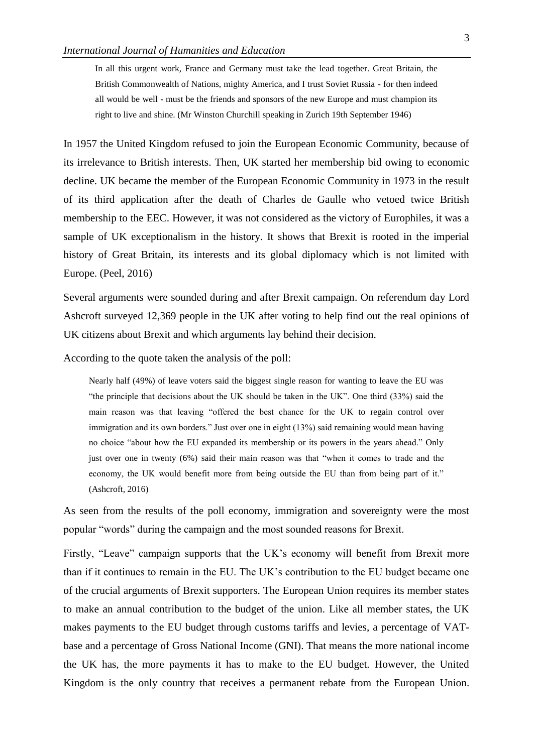> In all this urgent work, France and Germany must take the lead together. Great Britain, the British Commonwealth of Nations, mighty America, and I trust Soviet Russia - for then indeed all would be well - must be the friends and sponsors of the new Europe and must champion its right to live and shine. (Mr Winston Churchill speaking in Zurich 19th September 1946)

In 1957 the United Kingdom refused to join the European Economic Community, because of its irrelevance to British interests. Then, UK started her membership bid owing to economic decline. UK became the member of the European Economic Community in 1973 in the result of its third application after the death of Charles de Gaulle who vetoed twice British membership to the EEC. However, it was not considered as the victory of Europhiles, it was a sample of UK exceptionalism in the history. It shows that Brexit is rooted in the imperial history of Great Britain, its interests and its global diplomacy which is not limited with Europe. (Peel, 2016)

Several arguments were sounded during and after Brexit campaign. On referendum day Lord Ashcroft surveyed 12,369 people in the UK after voting to help find out the real opinions of UK citizens about Brexit and which arguments lay behind their decision.

According to the quote taken the analysis of the poll:

> Nearly half (49%) of leave voters said the biggest single reason for wanting to leave the EU was "the principle that decisions about the UK should be taken in the UK". One third (33%) said the main reason was that leaving "offered the best chance for the UK to regain control over immigration and its own borders." Just over one in eight (13%) said remaining would mean having no choice "about how the EU expanded its membership or its powers in the years ahead." Only just over one in twenty (6%) said their main reason was that "when it comes to trade and the economy, the UK would benefit more from being outside the EU than from being part of it." (Ashcroft, 2016)

As seen from the results of the poll economy, immigration and sovereignty were the most popular "words" during the campaign and the most sounded reasons for Brexit.

Firstly, "Leave" campaign supports that the UK's economy will benefit from Brexit more than if it continues to remain in the EU. The UK's contribution to the EU budget became one of the crucial arguments of Brexit supporters. The European Union requires its member states to make an annual contribution to the budget of the union. Like all member states, the UK makes payments to the EU budget through customs tariffs and levies, a percentage of VAT-base and a percentage of Gross National Income (GNI). That means the more national income the UK has, the more payments it has to make to the EU budget. However, the United Kingdom is the only country that receives a permanent rebate from the European Union.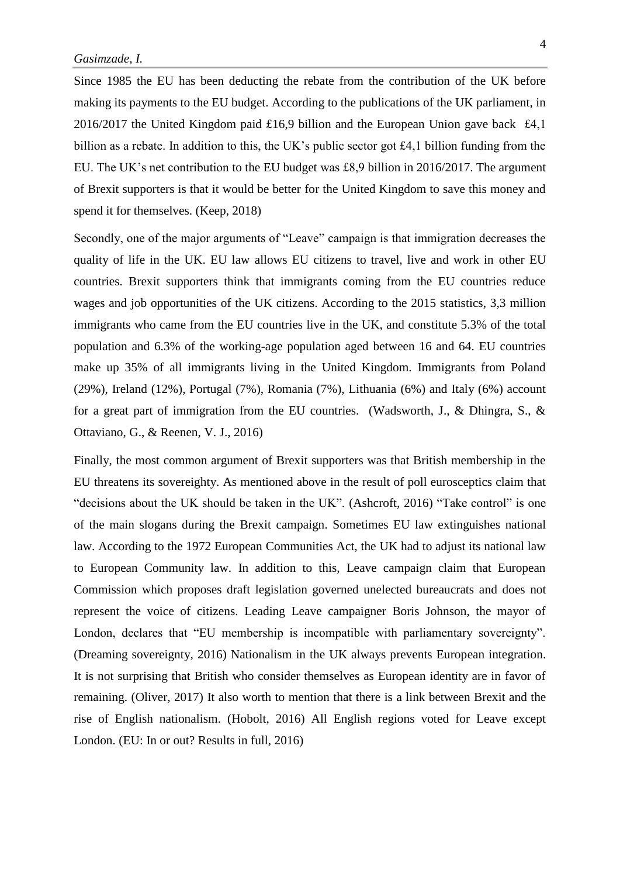Since 1985 the EU has been deducting the rebate from the contribution of the UK before making its payments to the EU budget. According to the publications of the UK parliament, in 2016/2017 the United Kingdom paid £16,9 billion and the European Union gave back £4,1 billion as a rebate. In addition to this, the UK's public sector got £4,1 billion funding from the EU. The UK's net contribution to the EU budget was £8,9 billion in 2016/2017. The argument of Brexit supporters is that it would be better for the United Kingdom to save this money and spend it for themselves. (Keep, 2018)

Secondly, one of the major arguments of "Leave" campaign is that immigration decreases the quality of life in the UK. EU law allows EU citizens to travel, live and work in other EU countries. Brexit supporters think that immigrants coming from the EU countries reduce wages and job opportunities of the UK citizens. According to the 2015 statistics, 3,3 million immigrants who came from the EU countries live in the UK, and constitute 5.3% of the total population and 6.3% of the working-age population aged between 16 and 64. EU countries make up 35% of all immigrants living in the United Kingdom. Immigrants from Poland (29%), Ireland (12%), Portugal (7%), Romania (7%), Lithuania (6%) and Italy (6%) account for a great part of immigration from the EU countries. (Wadsworth, J., & Dhingra, S., & Ottaviano, G., & Reenen, V. J., 2016)

Finally, the most common argument of Brexit supporters was that British membership in the EU threatens its sovereighty. As mentioned above in the result of poll eurosceptics claim that "decisions about the UK should be taken in the UK". (Ashcroft, 2016) "Take control" is one of the main slogans during the Brexit campaign. Sometimes EU law extinguishes national law. According to the 1972 European Communities Act, the UK had to adjust its national law to European Community law. In addition to this, Leave campaign claim that European Commission which proposes draft legislation governed unelected bureaucrats and does not represent the voice of citizens. Leading Leave campaigner Boris Johnson, the mayor of London, declares that "EU membership is incompatible with parliamentary sovereignty". (Dreaming sovereignty, 2016) Nationalism in the UK always prevents European integration. It is not surprising that British who consider themselves as European identity are in favor of remaining. (Oliver, 2017) It also worth to mention that there is a link between Brexit and the rise of English nationalism. (Hobolt, 2016) All English regions voted for Leave except London. (EU: In or out? Results in full, 2016)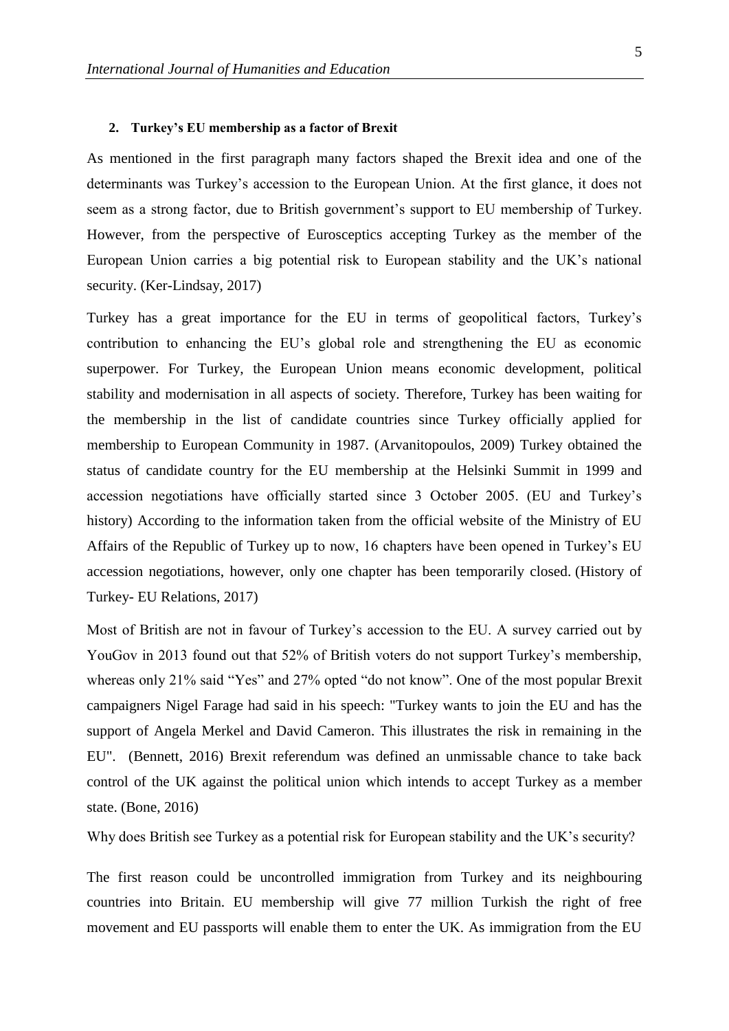## 2. Turkey's EU membership as a factor of Brexit

As mentioned in the first paragraph many factors shaped the Brexit idea and one of the determinants was Turkey's accession to the European Union. At the first glance, it does not seem as a strong factor, due to British government's support to EU membership of Turkey. However, from the perspective of Eurosceptics accepting Turkey as the member of the European Union carries a big potential risk to European stability and the UK's national security. (Ker-Lindsay, 2017)

Turkey has a great importance for the EU in terms of geopolitical factors, Turkey's contribution to enhancing the EU's global role and strengthening the EU as economic superpower. For Turkey, the European Union means economic development, political stability and modernisation in all aspects of society. Therefore, Turkey has been waiting for the membership in the list of candidate countries since Turkey officially applied for membership to European Community in 1987. (Arvanitopoulos, 2009) Turkey obtained the status of candidate country for the EU membership at the Helsinki Summit in 1999 and accession negotiations have officially started since 3 October 2005. (EU and Turkey's history) According to the information taken from the official website of the Ministry of EU Affairs of the Republic of Turkey up to now, 16 chapters have been opened in Turkey's EU accession negotiations, however, only one chapter has been temporarily closed. (History of Turkey- EU Relations, 2017)

Most of British are not in favour of Turkey's accession to the EU. A survey carried out by YouGov in 2013 found out that 52% of British voters do not support Turkey's membership, whereas only 21% said "Yes" and 27% opted "do not know". One of the most popular Brexit campaigners Nigel Farage had said in his speech: "Turkey wants to join the EU and has the support of Angela Merkel and David Cameron. This illustrates the risk in remaining in the EU". (Bennett, 2016) Brexit referendum was defined an unmissable chance to take back control of the UK against the political union which intends to accept Turkey as a member state. (Bone, 2016)

Why does British see Turkey as a potential risk for European stability and the UK's security?

The first reason could be uncontrolled immigration from Turkey and its neighbouring countries into Britain. EU membership will give 77 million Turkish the right of free movement and EU passports will enable them to enter the UK. As immigration from the EU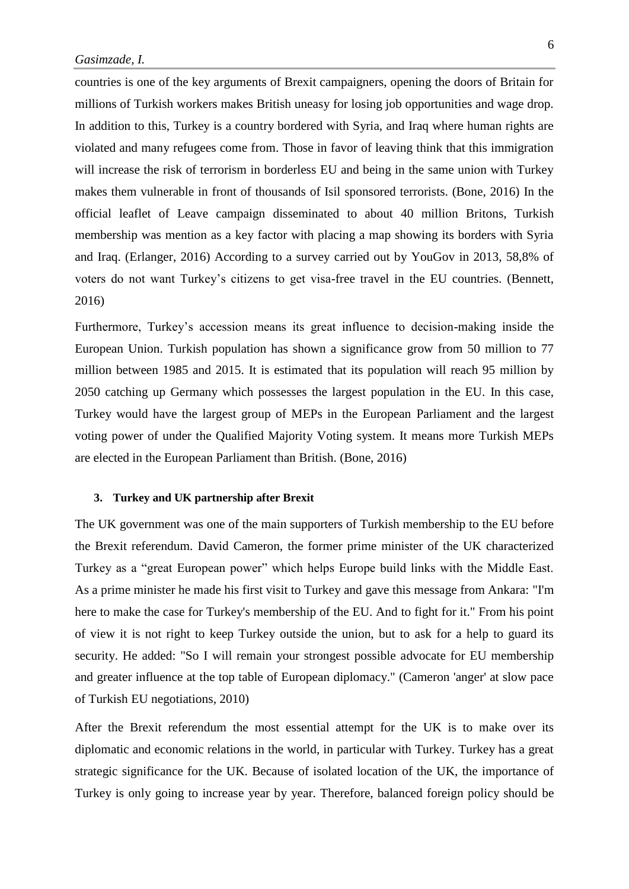countries is one of the key arguments of Brexit campaigners, opening the doors of Britain for millions of Turkish workers makes British uneasy for losing job opportunities and wage drop. In addition to this, Turkey is a country bordered with Syria, and Iraq where human rights are violated and many refugees come from. Those in favor of leaving think that this immigration will increase the risk of terrorism in borderless EU and being in the same union with Turkey makes them vulnerable in front of thousands of Isil sponsored terrorists. (Bone, 2016) In the official leaflet of Leave campaign disseminated to about 40 million Britons, Turkish membership was mention as a key factor with placing a map showing its borders with Syria and Iraq. (Erlanger, 2016) According to a survey carried out by YouGov in 2013, 58,8% of voters do not want Turkey's citizens to get visa-free travel in the EU countries. (Bennett, 2016)

Furthermore, Turkey's accession means its great influence to decision-making inside the European Union. Turkish population has shown a significance grow from 50 million to 77 million between 1985 and 2015. It is estimated that its population will reach 95 million by 2050 catching up Germany which possesses the largest population in the EU. In this case, Turkey would have the largest group of MEPs in the European Parliament and the largest voting power of under the Qualified Majority Voting system. It means more Turkish MEPs are elected in the European Parliament than British. (Bone, 2016)

### 3. Turkey and UK partnership after Brexit

The UK government was one of the main supporters of Turkish membership to the EU before the Brexit referendum. David Cameron, the former prime minister of the UK characterized Turkey as a "great European power" which helps Europe build links with the Middle East. As a prime minister he made his first visit to Turkey and gave this message from Ankara: "I'm here to make the case for Turkey's membership of the EU. And to fight for it." From his point of view it is not right to keep Turkey outside the union, but to ask for a help to guard its security. He added: "So I will remain your strongest possible advocate for EU membership and greater influence at the top table of European diplomacy." (Cameron 'anger' at slow pace of Turkish EU negotiations, 2010)

After the Brexit referendum the most essential attempt for the UK is to make over its diplomatic and economic relations in the world, in particular with Turkey. Turkey has a great strategic significance for the UK. Because of isolated location of the UK, the importance of Turkey is only going to increase year by year. Therefore, balanced foreign policy should be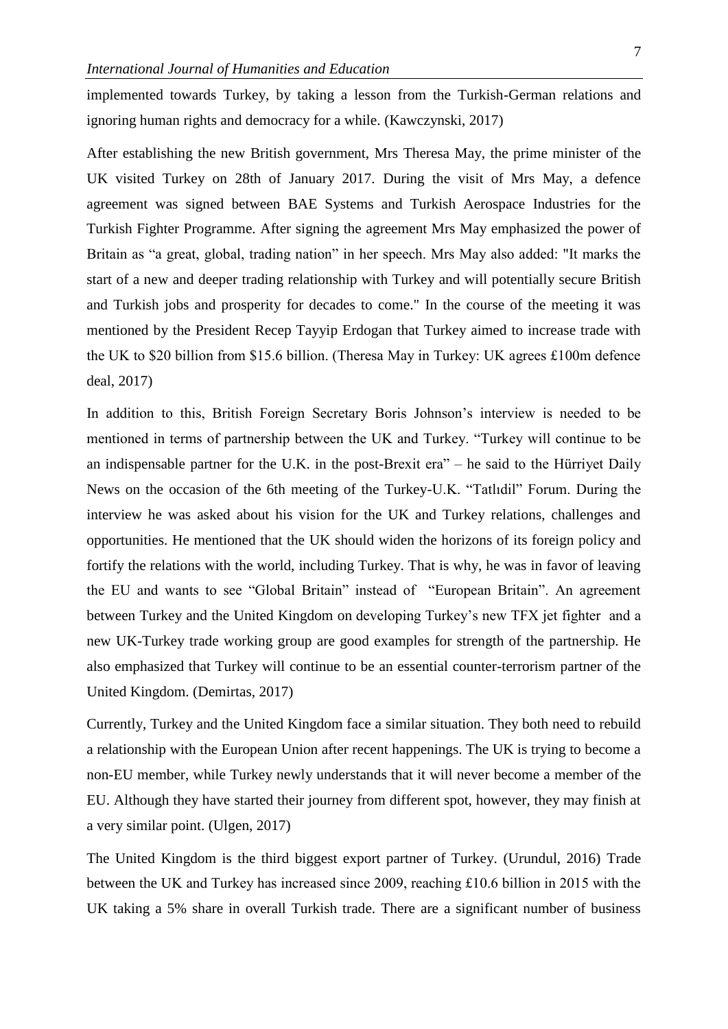implemented towards Turkey, by taking a lesson from the Turkish-German relations and ignoring human rights and democracy for a while. (Kawczynski, 2017)

After establishing the new British government, Mrs Theresa May, the prime minister of the UK visited Turkey on 28th of January 2017. During the visit of Mrs May, a defence agreement was signed between BAE Systems and Turkish Aerospace Industries for the Turkish Fighter Programme. After signing the agreement Mrs May emphasized the power of Britain as "a great, global, trading nation" in her speech. Mrs May also added: "It marks the start of a new and deeper trading relationship with Turkey and will potentially secure British and Turkish jobs and prosperity for decades to come." In the course of the meeting it was mentioned by the President Recep Tayyip Erdogan that Turkey aimed to increase trade with the UK to $20 billion from $15.6 billion. (Theresa May in Turkey: UK agrees £100m defence deal, 2017)

In addition to this, British Foreign Secretary Boris Johnson's interview is needed to be mentioned in terms of partnership between the UK and Turkey. "Turkey will continue to be an indispensable partner for the U.K. in the post-Brexit era" – he said to the Hürriyet Daily News on the occasion of the 6th meeting of the Turkey-U.K. "Tatlıdil" Forum. During the interview he was asked about his vision for the UK and Turkey relations, challenges and opportunities. He mentioned that the UK should widen the horizons of its foreign policy and fortify the relations with the world, including Turkey. That is why, he was in favor of leaving the EU and wants to see "Global Britain" instead of "European Britain". An agreement between Turkey and the United Kingdom on developing Turkey's new TFX jet fighter and a new UK-Turkey trade working group are good examples for strength of the partnership. He also emphasized that Turkey will continue to be an essential counter-terrorism partner of the United Kingdom. (Demirtas, 2017)

Currently, Turkey and the United Kingdom face a similar situation. They both need to rebuild a relationship with the European Union after recent happenings. The UK is trying to become a non-EU member, while Turkey newly understands that it will never become a member of the EU. Although they have started their journey from different spot, however, they may finish at a very similar point. (Ulgen, 2017)

The United Kingdom is the third biggest export partner of Turkey. (Urundul, 2016) Trade between the UK and Turkey has increased since 2009, reaching £10.6 billion in 2015 with the UK taking a 5% share in overall Turkish trade. There are a significant number of business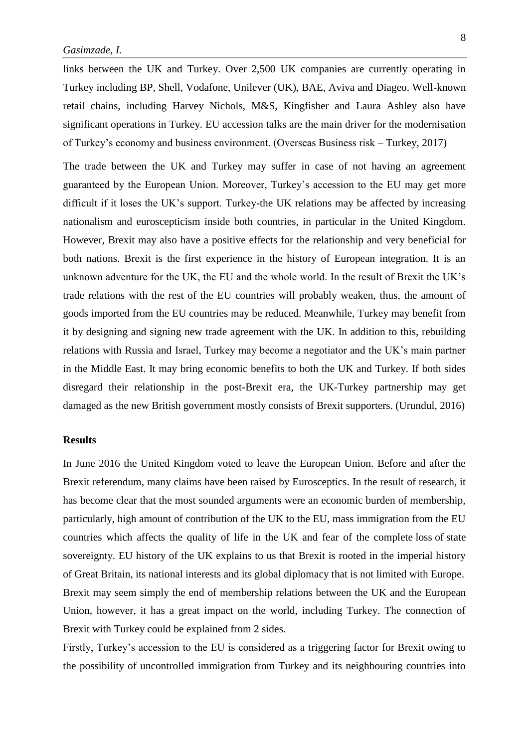links between the UK and Turkey. Over 2,500 UK companies are currently operating in Turkey including BP, Shell, Vodafone, Unilever (UK), BAE, Aviva and Diageo. Well-known retail chains, including Harvey Nichols, M&S, Kingfisher and Laura Ashley also have significant operations in Turkey. EU accession talks are the main driver for the modernisation of Turkey's economy and business environment. (Overseas Business risk – Turkey, 2017)

The trade between the UK and Turkey may suffer in case of not having an agreement guaranteed by the European Union. Moreover, Turkey's accession to the EU may get more difficult if it loses the UK's support. Turkey-the UK relations may be affected by increasing nationalism and euroscepticism inside both countries, in particular in the United Kingdom. However, Brexit may also have a positive effects for the relationship and very beneficial for both nations. Brexit is the first experience in the history of European integration. It is an unknown adventure for the UK, the EU and the whole world. In the result of Brexit the UK's trade relations with the rest of the EU countries will probably weaken, thus, the amount of goods imported from the EU countries may be reduced. Meanwhile, Turkey may benefit from it by designing and signing new trade agreement with the UK. In addition to this, rebuilding relations with Russia and Israel, Turkey may become a negotiator and the UK's main partner in the Middle East. It may bring economic benefits to both the UK and Turkey. If both sides disregard their relationship in the post-Brexit era, the UK-Turkey partnership may get damaged as the new British government mostly consists of Brexit supporters. (Urundul, 2016)

## Results

In June 2016 the United Kingdom voted to leave the European Union. Before and after the Brexit referendum, many claims have been raised by Eurosceptics. In the result of research, it has become clear that the most sounded arguments were an economic burden of membership, particularly, high amount of contribution of the UK to the EU, mass immigration from the EU countries which affects the quality of life in the UK and fear of the complete loss of state sovereignty. EU history of the UK explains to us that Brexit is rooted in the imperial history of Great Britain, its national interests and its global diplomacy that is not limited with Europe. Brexit may seem simply the end of membership relations between the UK and the European Union, however, it has a great impact on the world, including Turkey. The connection of Brexit with Turkey could be explained from 2 sides.

Firstly, Turkey's accession to the EU is considered as a triggering factor for Brexit owing to the possibility of uncontrolled immigration from Turkey and its neighbouring countries into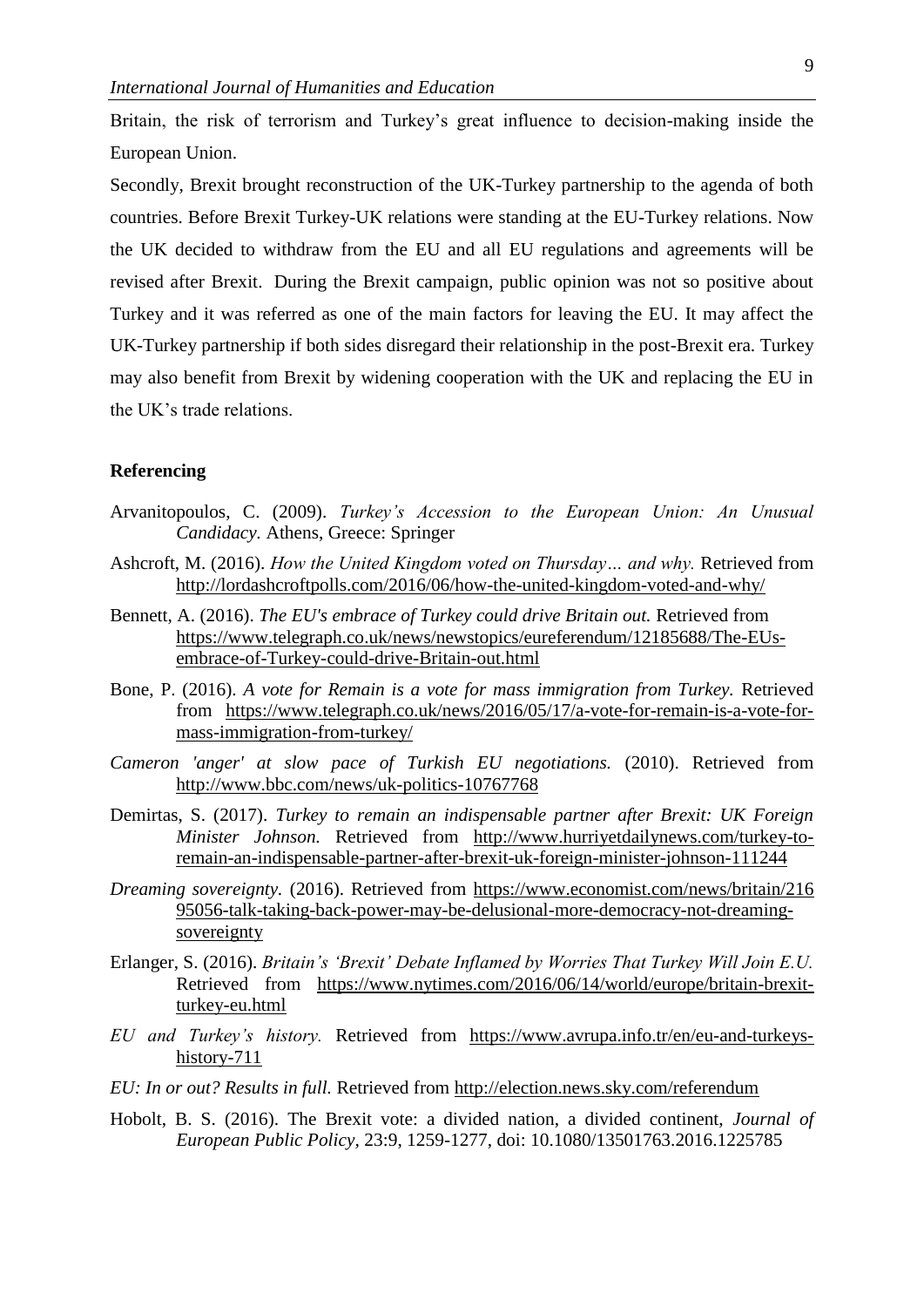Britain, the risk of terrorism and Turkey's great influence to decision-making inside the European Union.

Secondly, Brexit brought reconstruction of the UK-Turkey partnership to the agenda of both countries. Before Brexit Turkey-UK relations were standing at the EU-Turkey relations. Now the UK decided to withdraw from the EU and all EU regulations and agreements will be revised after Brexit. During the Brexit campaign, public opinion was not so positive about Turkey and it was referred as one of the main factors for leaving the EU. It may affect the UK-Turkey partnership if both sides disregard their relationship in the post-Brexit era. Turkey may also benefit from Brexit by widening cooperation with the UK and replacing the EU in the UK's trade relations.

## Referencing

Arvanitopoulos, C. (2009). *Turkey's Accession to the European Union: An Unusual Candidacy.* Athens, Greece: Springer

Ashcroft, M. (2016). *How the United Kingdom voted on Thursday… and why.* Retrieved from http://lordashcroftpolls.com/2016/06/how-the-united-kingdom-voted-and-why/

Bennett, A. (2016). *The EU's embrace of Turkey could drive Britain out.* Retrieved from https://www.telegraph.co.uk/news/newstopics/eureferendum/12185688/The-EUs-embrace-of-Turkey-could-drive-Britain-out.html

Bone, P. (2016). *A vote for Remain is a vote for mass immigration from Turkey.* Retrieved from https://www.telegraph.co.uk/news/2016/05/17/a-vote-for-remain-is-a-vote-for-mass-immigration-from-turkey/

*Cameron 'anger' at slow pace of Turkish EU negotiations.* (2010). Retrieved from http://www.bbc.com/news/uk-politics-10767768

Demirtas, S. (2017). *Turkey to remain an indispensable partner after Brexit: UK Foreign Minister Johnson.* Retrieved from http://www.hurriyetdailynews.com/turkey-to-remain-an-indispensable-partner-after-brexit-uk-foreign-minister-johnson-111244

*Dreaming sovereignty.* (2016). Retrieved from https://www.economist.com/news/britain/21695056-talk-taking-back-power-may-be-delusional-more-democracy-not-dreaming-sovereignty

Erlanger, S. (2016). *Britain's 'Brexit' Debate Inflamed by Worries That Turkey Will Join E.U.* Retrieved from https://www.nytimes.com/2016/06/14/world/europe/britain-brexit-turkey-eu.html

*EU and Turkey's history.* Retrieved from https://www.avrupa.info.tr/en/eu-and-turkeys-history-711

*EU: In or out? Results in full.* Retrieved from http://election.news.sky.com/referendum

Hobolt, B. S. (2016). The Brexit vote: a divided nation, a divided continent, *Journal of European Public Policy*, 23:9, 1259-1277, doi: 10.1080/13501763.2016.1225785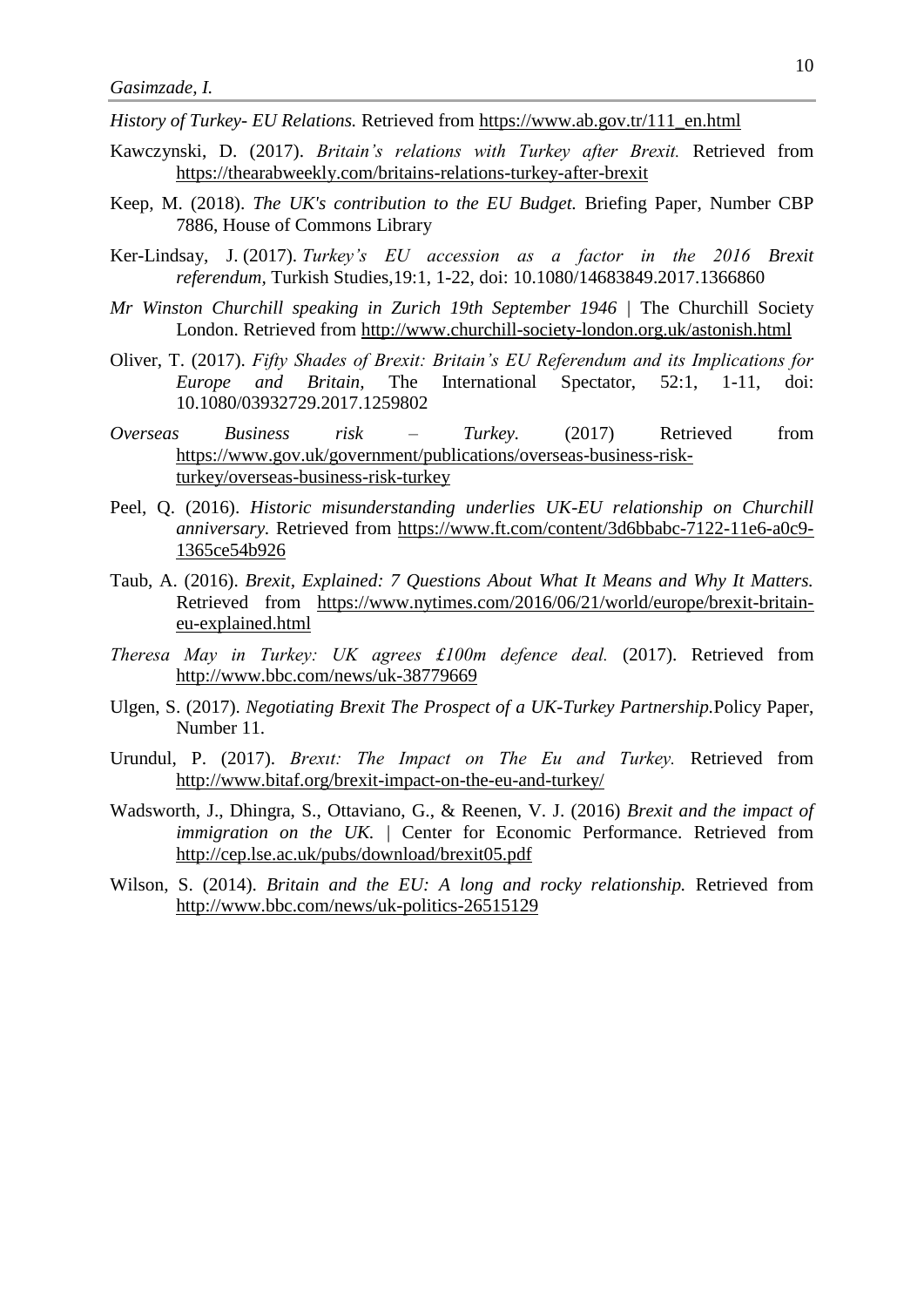*History of Turkey- EU Relations.* Retrieved from https://www.ab.gov.tr/111_en.html

Kawczynski, D. (2017). *Britain's relations with Turkey after Brexit.* Retrieved from https://thearabweekly.com/britains-relations-turkey-after-brexit

Keep, M. (2018). *The UK's contribution to the EU Budget.* Briefing Paper, Number CBP 7886, House of Commons Library

Ker-Lindsay, J. (2017). *Turkey's EU accession as a factor in the 2016 Brexit referendum,* Turkish Studies,19:1, 1-22, doi: 10.1080/14683849.2017.1366860

*Mr Winston Churchill speaking in Zurich 19th September 1946* | The Churchill Society London. Retrieved from http://www.churchill-society-london.org.uk/astonish.html

Oliver, T. (2017). *Fifty Shades of Brexit: Britain's EU Referendum and its Implications for Europe and Britain,* The International Spectator, 52:1, 1-11, doi: 10.1080/03932729.2017.1259802

*Overseas Business risk – Turkey.* (2017) Retrieved from https://www.gov.uk/government/publications/overseas-business-risk-turkey/overseas-business-risk-turkey

Peel, Q. (2016). *Historic misunderstanding underlies UK-EU relationship on Churchill anniversary.* Retrieved from https://www.ft.com/content/3d6bbabc-7122-11e6-a0c9-1365ce54b926

Taub, A. (2016). *Brexit, Explained: 7 Questions About What It Means and Why It Matters.* Retrieved from https://www.nytimes.com/2016/06/21/world/europe/brexit-britain-eu-explained.html

*Theresa May in Turkey: UK agrees £100m defence deal.* (2017). Retrieved from http://www.bbc.com/news/uk-38779669

Ulgen, S. (2017). *Negotiating Brexit The Prospect of a UK-Turkey Partnership.*Policy Paper, Number 11.

Urundul, P. (2017). *Brexıt: The Impact on The Eu and Turkey.* Retrieved from http://www.bitaf.org/brexit-impact-on-the-eu-and-turkey/

Wadsworth, J., Dhingra, S., Ottaviano, G., & Reenen, V. J. (2016) *Brexit and the impact of immigration on the UK.* | Center for Economic Performance. Retrieved from http://cep.lse.ac.uk/pubs/download/brexit05.pdf

Wilson, S. (2014). *Britain and the EU: A long and rocky relationship.* Retrieved from http://www.bbc.com/news/uk-politics-26515129